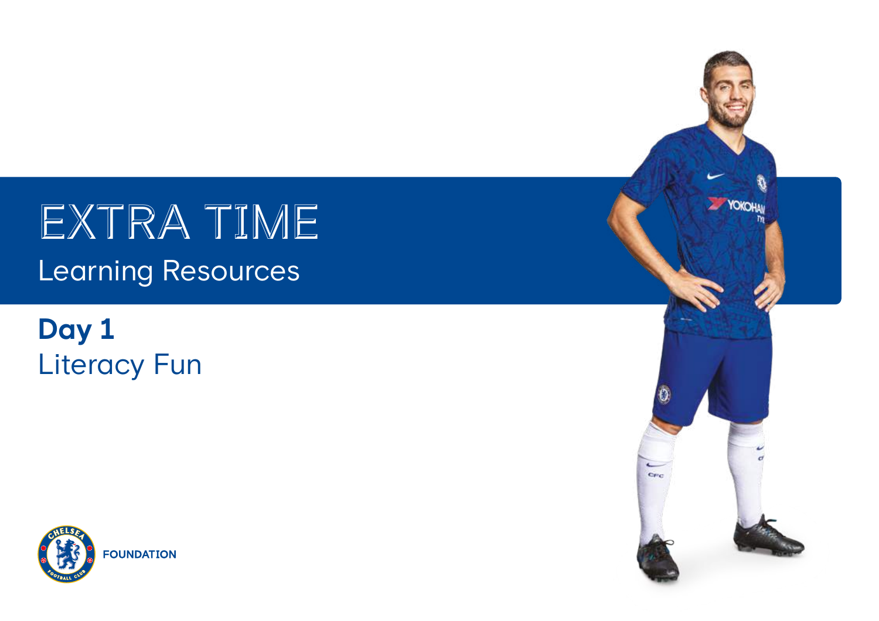# EXTRA TIME

Learning Resources

## Day 1

Literacy Fun

FOUNDATION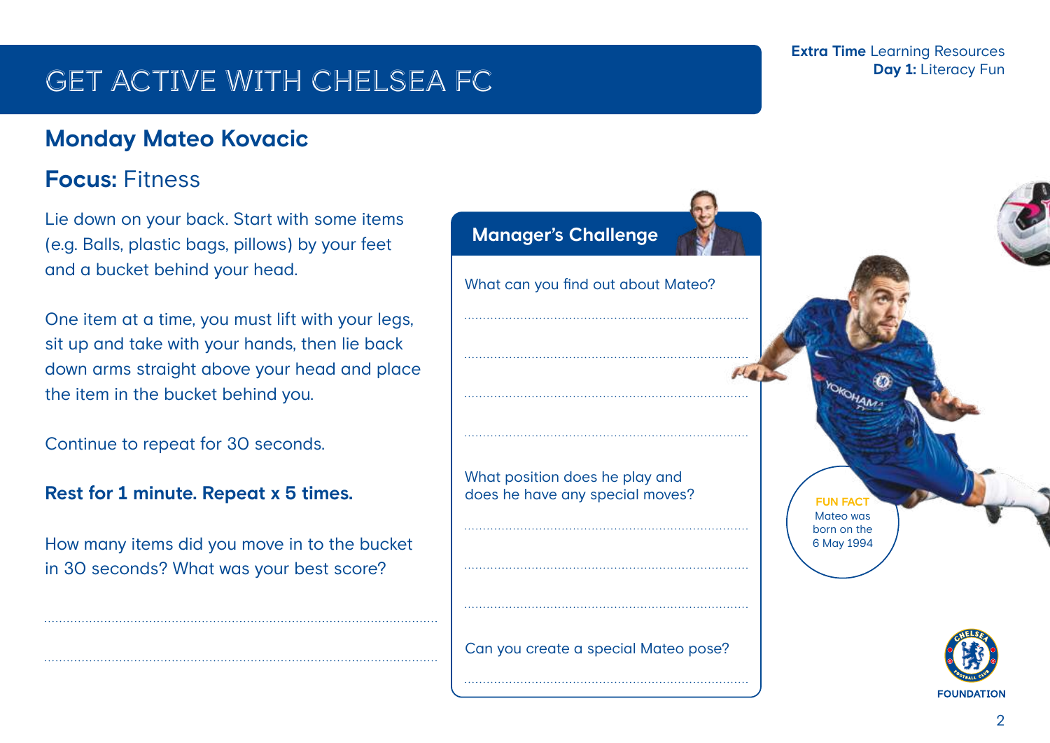# GET ACTIVE WITH CHELSEA FC

**Extra Time** Learning Resources
**Day 1:** Literacy Fun

## Monday Mateo Kovacic

## **Focus:** Fitness

Lie down on your back. Start with some items (e.g. Balls, plastic bags, pillows) by your feet and a bucket behind your head.

One item at a time, you must lift with your legs, sit up and take with your hands, then lie back down arms straight above your head and place the item in the bucket behind you.

Continue to repeat for 30 seconds.

**Rest for 1 minute. Repeat x 5 times.**

How many items did you move in to the bucket in 30 seconds? What was your best score?

...........................................................................................

...........................................................................................

### Manager's Challenge

What can you find out about Mateo?

...........................................................................................

...........................................................................................

...........................................................................................

...........................................................................................

What position does he play and does he have any special moves?

...........................................................................................

...........................................................................................

...........................................................................................

Can you create a special Mateo pose?

...........................................................................................

**FUN FACT**
Mateo was born on the 6 May 1994

FOUNDATION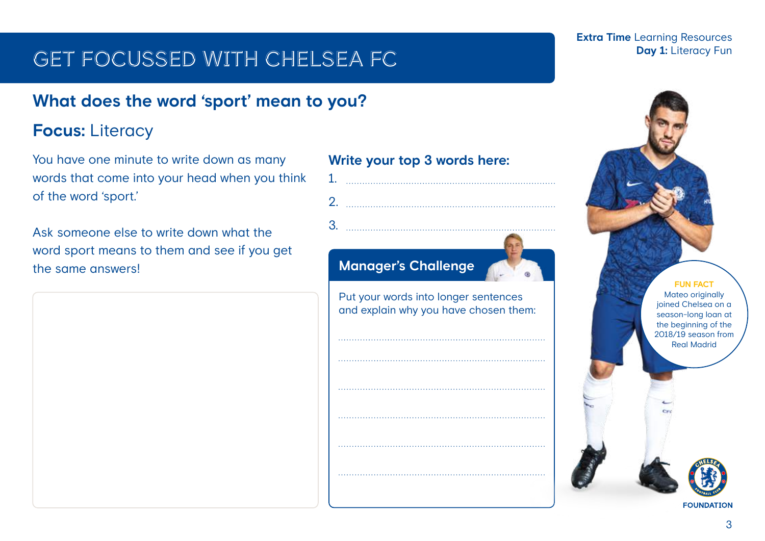# GET FOCUSSED WITH CHELSEA FC

**Extra Time** Learning Resources
**Day 1:** Literacy Fun

## What does the word 'sport' mean to you?

### **Focus:** Literacy

You have one minute to write down as many words that come into your head when you think of the word 'sport.'

Ask someone else to write down what the word sport means to them and see if you get the same answers!

### Write your top 3 words here:

1. ..........................................................................
2. ..........................................................................
3. ..........................................................................

### Manager's Challenge

Put your words into longer sentences and explain why you have chosen them:

..........................................................................

..........................................................................

..........................................................................

..........................................................................

..........................................................................

..........................................................................

**FUN FACT**

Mateo originally joined Chelsea on a season-long loan at the beginning of the 2018/19 season from Real Madrid

**FOUNDATION**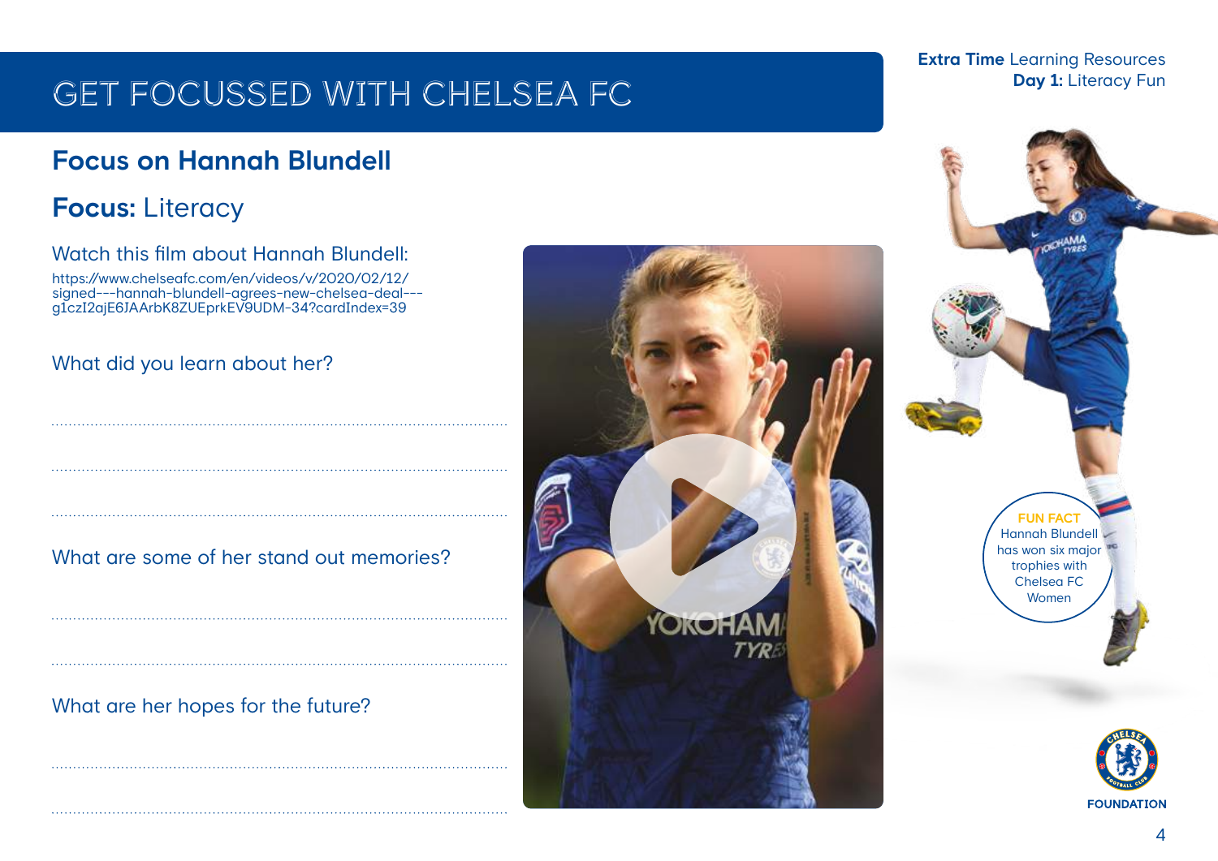# GET FOCUSSED WITH CHELSEA FC

**Extra Time** Learning Resources
**Day 1:** Literacy Fun

## Focus on Hannah Blundell

## **Focus:** Literacy

Watch this film about Hannah Blundell:

https://www.chelseafc.com/en/videos/v/2020/02/12/signed---hannah-blundell-agrees-new-chelsea-deal---g1czI2ajE6JAArbK8ZUEprkEV9UDM-34?cardIndex=39

What did you learn about her?

........................................................................................................

........................................................................................................

........................................................................................................

What are some of her stand out memories?

........................................................................................................

........................................................................................................

What are her hopes for the future?

........................................................................................................

........................................................................................................

**FUN FACT**
Hannah Blundell has won six major trophies with Chelsea FC Women

**FOUNDATION**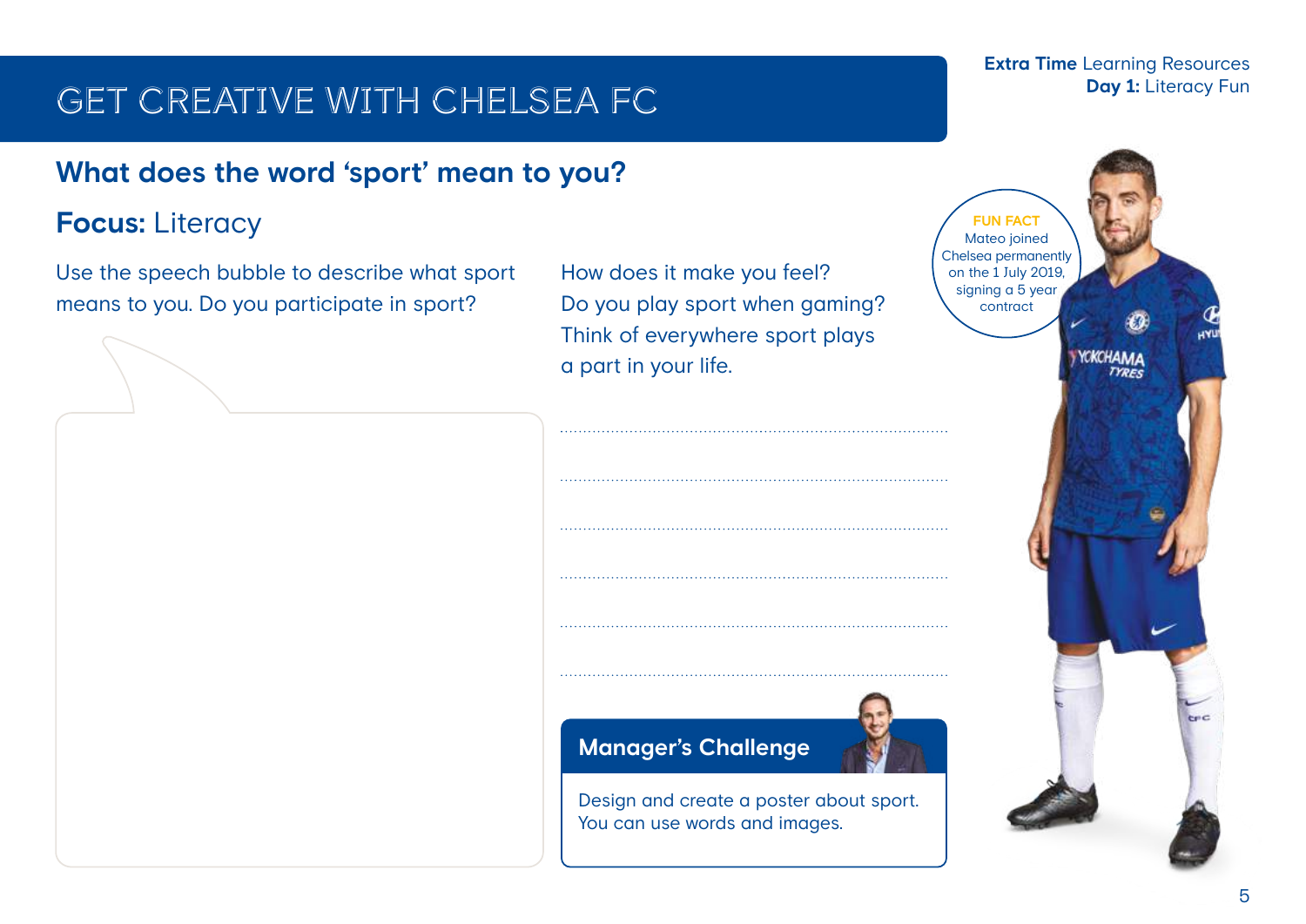Extra Time Learning Resources
**Day 1:** Literacy Fun

# GET CREATIVE WITH CHELSEA FC

## What does the word 'sport' mean to you?

### **Focus:** Literacy

Use the speech bubble to describe what sport means to you. Do you participate in sport?

How does it make you feel?
Do you play sport when gaming?
Think of everywhere sport plays a part in your life.

..............................................................................................

..............................................................................................

..............................................................................................

..............................................................................................

..............................................................................................

..............................................................................................

**FUN FACT**
Mateo joined Chelsea permanently on the 1 July 2019, signing a 5 year contract

### Manager's Challenge

Design and create a poster about sport. You can use words and images.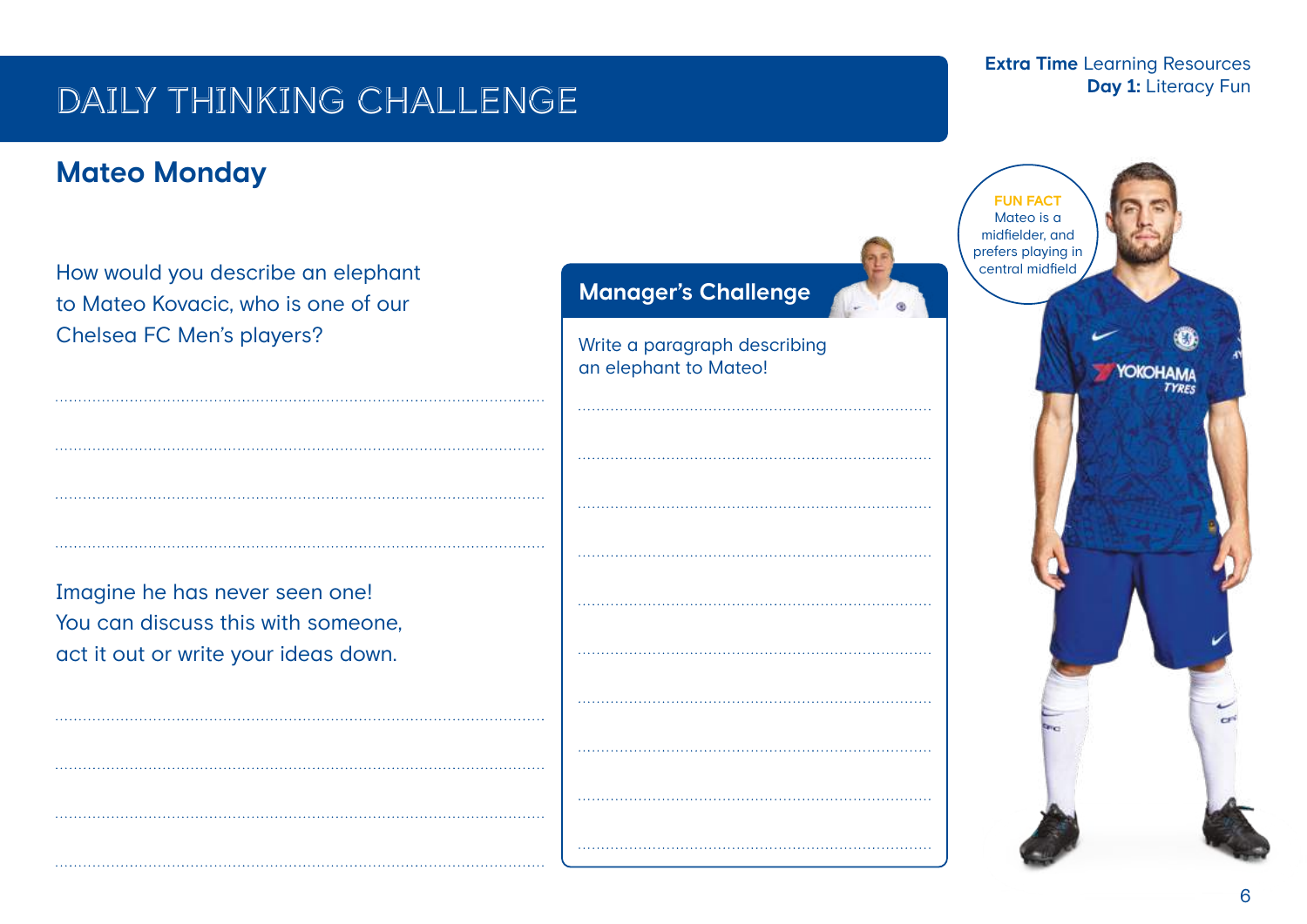# DAILY THINKING CHALLENGE

**Extra Time** Learning Resources
**Day 1:** Literacy Fun

## Mateo Monday

How would you describe an elephant to Mateo Kovacic, who is one of our Chelsea FC Men's players?

Imagine he has never seen one! You can discuss this with someone, act it out or write your ideas down.

### Manager's Challenge

Write a paragraph describing an elephant to Mateo!

**FUN FACT**
Mateo is a midfielder, and prefers playing in central midfield